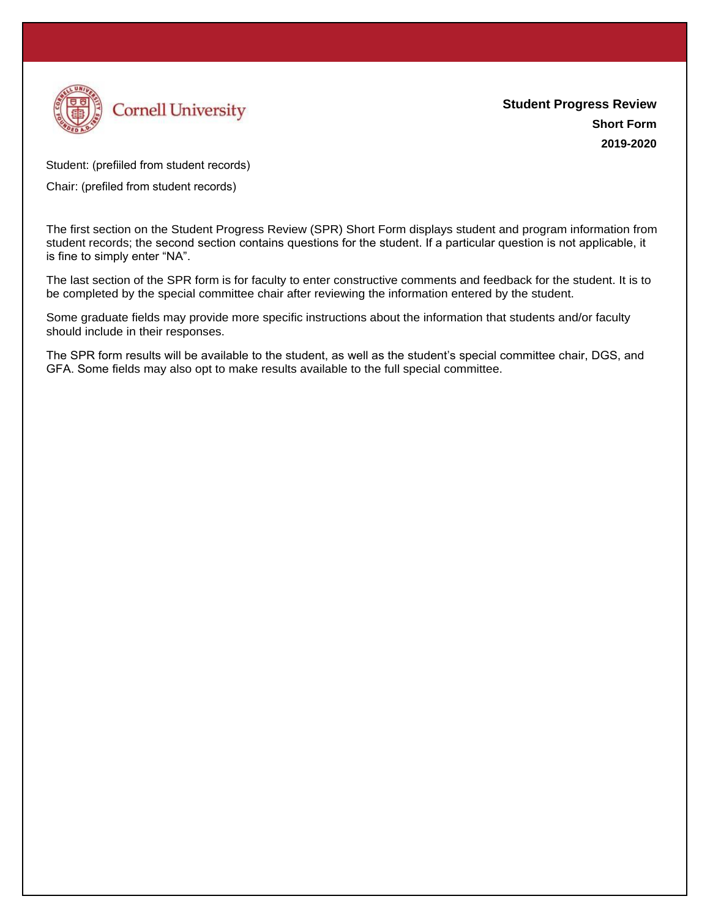Cornell University

**Student Progress Review**

**Short Form**

**2019-2020**

Student: (prefiiled from student records)

Chair: (prefiled from student records)

The first section on the Student Progress Review (SPR) Short Form displays student and program information from student records; the second section contains questions for the student. If a particular question is not applicable, it is fine to simply enter "NA".

The last section of the SPR form is for faculty to enter constructive comments and feedback for the student. It is to be completed by the special committee chair after reviewing the information entered by the student.

Some graduate fields may provide more specific instructions about the information that students and/or faculty should include in their responses.

The SPR form results will be available to the student, as well as the student's special committee chair, DGS, and GFA. Some fields may also opt to make results available to the full special committee.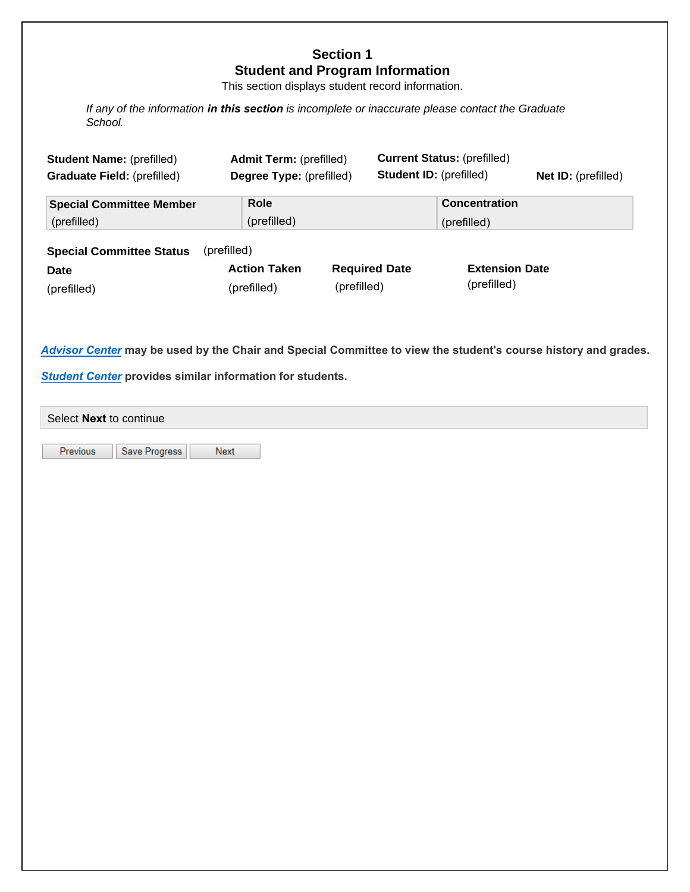# Section 1
## Student and Program Information

This section displays student record information.

*If any of the information **in this section** is incomplete or inaccurate please contact the Graduate School.*

**Student Name:** (prefilled)
**Graduate Field:** (prefilled)
**Admit Term:** (prefilled)
**Degree Type:** (prefilled)
**Current Status:** (prefilled)
**Student ID:** (prefilled)
**Net ID:** (prefilled)

| Special Committee Member | Role | Concentration |
|---|---|---|
| (prefilled) | (prefilled) | (prefilled) |

**Special Committee Status** (prefilled)

| Date | Action Taken | Required Date | Extension Date |
|---|---|---|---|
| (prefilled) | (prefilled) | (prefilled) | (prefilled) |

***Advisor Center*** **may be used by the Chair and Special Committee to view the student's course history and grades.**

***Student Center*** **provides similar information for students.**

Select **Next** to continue

Previous | Save Progress | Next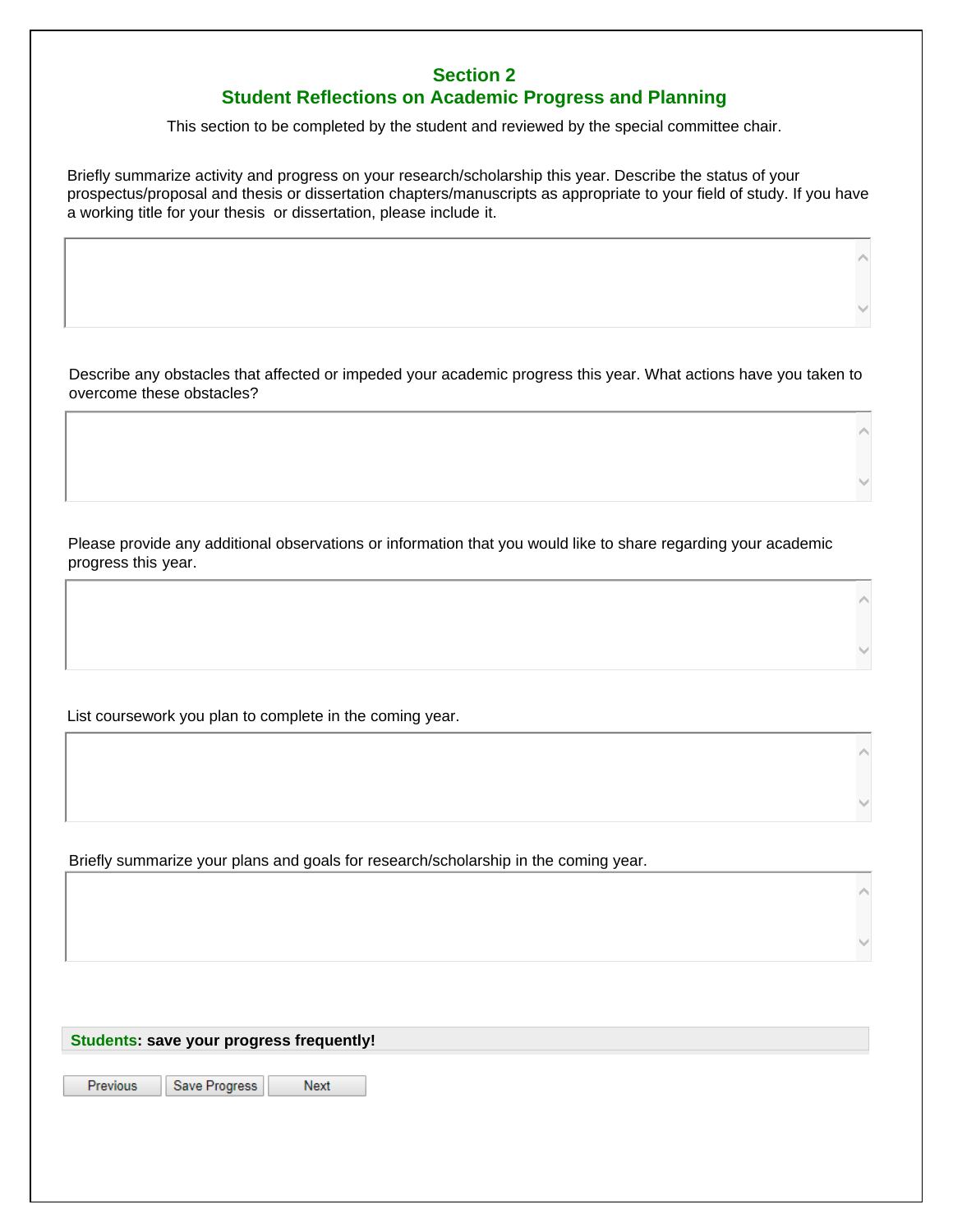## Section 2
## Student Reflections on Academic Progress and Planning

This section to be completed by the student and reviewed by the special committee chair.

Briefly summarize activity and progress on your research/scholarship this year. Describe the status of your prospectus/proposal and thesis or dissertation chapters/manuscripts as appropriate to your field of study. If you have a working title for your thesis or dissertation, please include it.

Describe any obstacles that affected or impeded your academic progress this year. What actions have you taken to overcome these obstacles?

Please provide any additional observations or information that you would like to share regarding your academic progress this year.

List coursework you plan to complete in the coming year.

Briefly summarize your plans and goals for research/scholarship in the coming year.

**Students: save your progress frequently!**

Previous | Save Progress | Next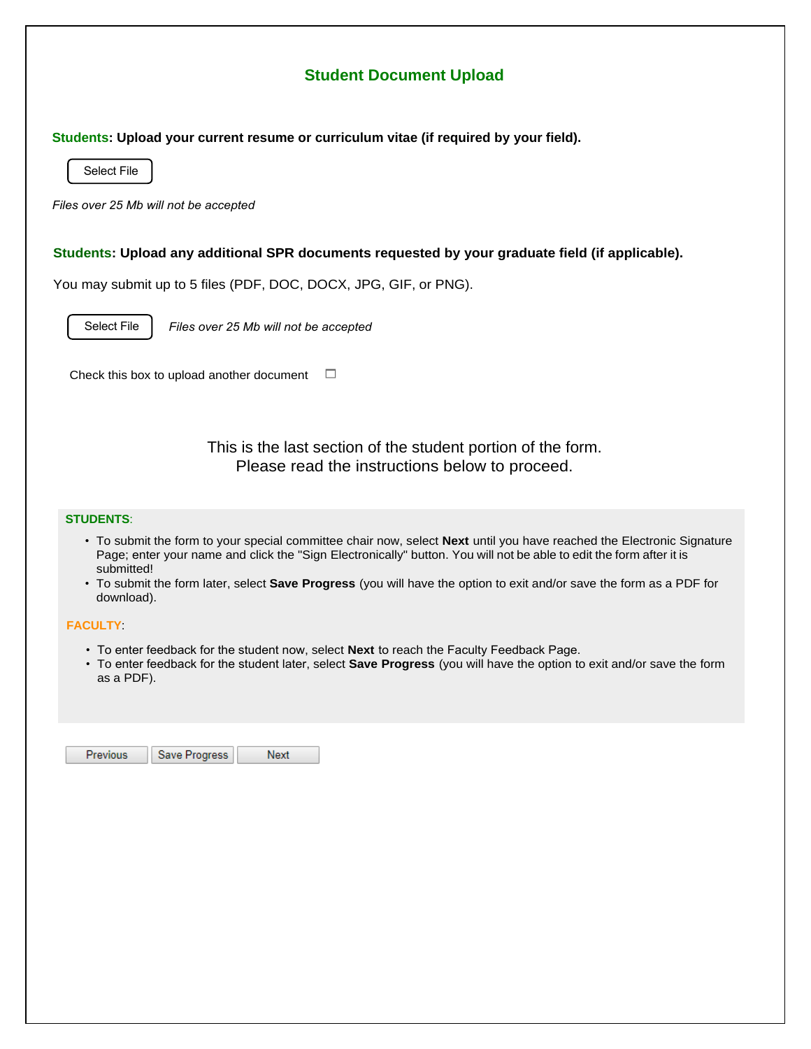## Student Document Upload

**Students: Upload your current resume or curriculum vitae (if required by your field).**

Select File

*Files over 25 Mb will not be accepted*

**Students: Upload any additional SPR documents requested by your graduate field (if applicable).**

You may submit up to 5 files (PDF, DOC, DOCX, JPG, GIF, or PNG).

Select File *Files over 25 Mb will not be accepted*

Check this box to upload another document ☐

This is the last section of the student portion of the form.
Please read the instructions below to proceed.

**STUDENTS**:

- To submit the form to your special committee chair now, select **Next** until you have reached the Electronic Signature Page; enter your name and click the "Sign Electronically" button. You will not be able to edit the form after it is submitted!
- To submit the form later, select **Save Progress** (you will have the option to exit and/or save the form as a PDF for download).

**FACULTY**:

- To enter feedback for the student now, select **Next** to reach the Faculty Feedback Page.
- To enter feedback for the student later, select **Save Progress** (you will have the option to exit and/or save the form as a PDF).

Previous | Save Progress | Next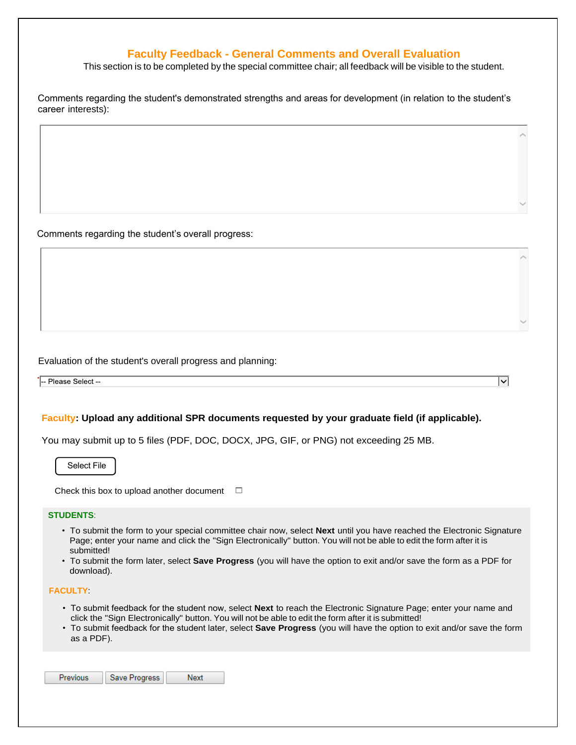## Faculty Feedback - General Comments and Overall Evaluation

This section is to be completed by the special committee chair; all feedback will be visible to the student.

Comments regarding the student's demonstrated strengths and areas for development (in relation to the student's career interests):

Comments regarding the student's overall progress:

Evaluation of the student's overall progress and planning:

-- Please Select --

**Faculty: Upload any additional SPR documents requested by your graduate field (if applicable).**

You may submit up to 5 files (PDF, DOC, DOCX, JPG, GIF, or PNG) not exceeding 25 MB.

Select File

Check this box to upload another document ☐

**STUDENTS**:

- To submit the form to your special committee chair now, select **Next** until you have reached the Electronic Signature Page; enter your name and click the "Sign Electronically" button. You will not be able to edit the form after it is submitted!
- To submit the form later, select **Save Progress** (you will have the option to exit and/or save the form as a PDF for download).

**FACULTY**:

- To submit feedback for the student now, select **Next** to reach the Electronic Signature Page; enter your name and click the "Sign Electronically" button. You will not be able to edit the form after it is submitted!
- To submit feedback for the student later, select **Save Progress** (you will have the option to exit and/or save the form as a PDF).

Previous | Save Progress | Next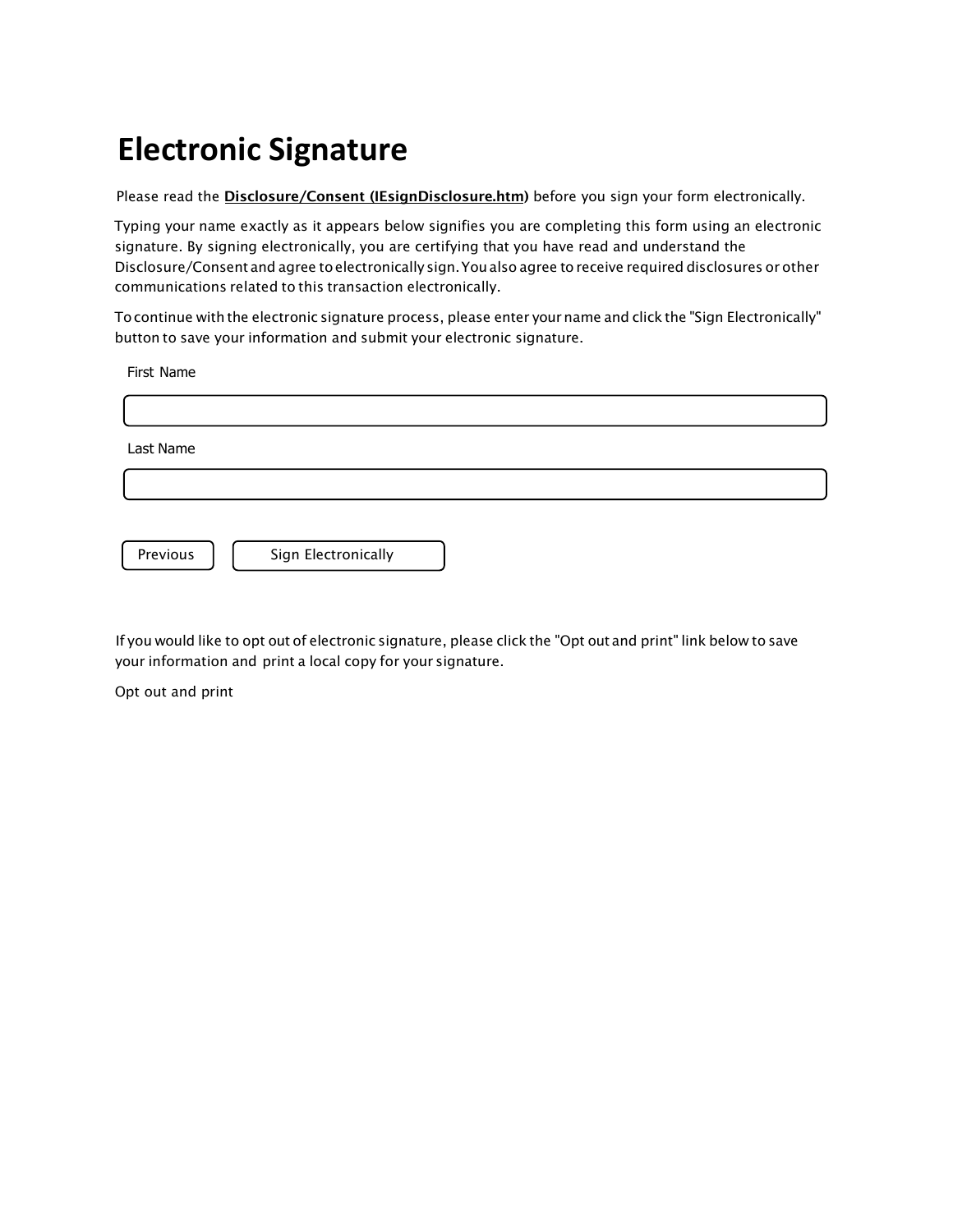# Electronic Signature

Please read the **Disclosure/Consent (IEsignDisclosure.htm)** before you sign your form electronically.

Typing your name exactly as it appears below signifies you are completing this form using an electronic signature. By signing electronically, you are certifying that you have read and understand the Disclosure/Consent and agree to electronically sign. You also agree to receive required disclosures or other communications related to this transaction electronically.

To continue with the electronic signature process, please enter your name and click the "Sign Electronically" button to save your information and submit your electronic signature.

First Name

Last Name

Previous

Sign Electronically

If you would like to opt out of electronic signature, please click the "Opt out and print" link below to save your information and print a local copy for your signature.

Opt out and print